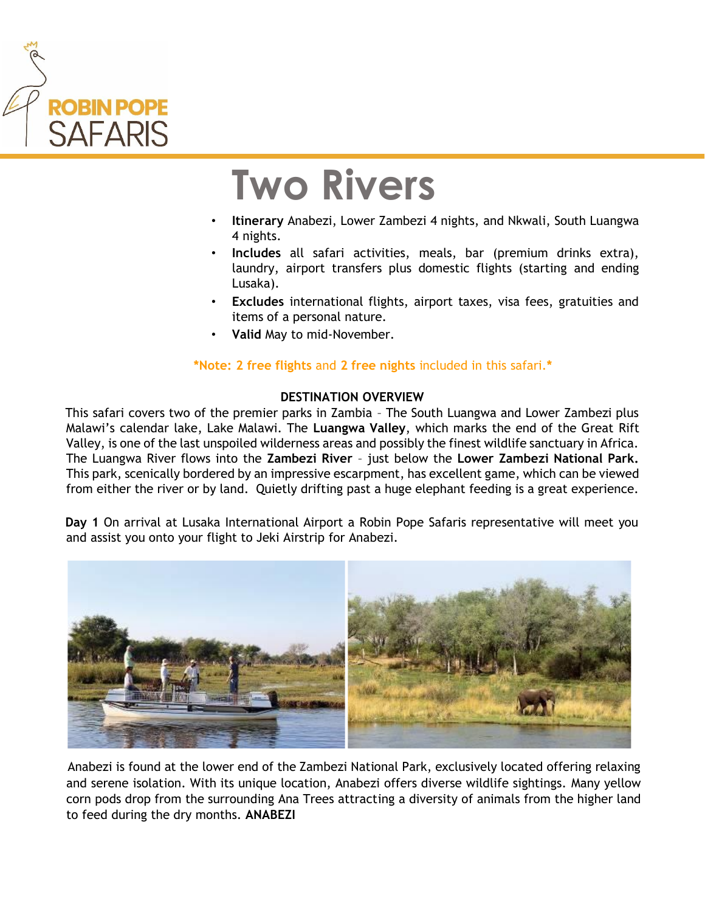ROBIN POPE SAFARIS

# Two Rivers

- **Itinerary** Anabezi, Lower Zambezi 4 nights, and Nkwali, South Luangwa 4 nights.
- **Includes** all safari activities, meals, bar (premium drinks extra), laundry, airport transfers plus domestic flights (starting and ending Lusaka).
- **Excludes** international flights, airport taxes, visa fees, gratuities and items of a personal nature.
- **Valid** May to mid-November.

***Note: 2 free flights** and **2 free nights** included in this safari.***

**DESTINATION OVERVIEW**

This safari covers two of the premier parks in Zambia – The South Luangwa and Lower Zambezi plus Malawi's calendar lake, Lake Malawi. The **Luangwa Valley**, which marks the end of the Great Rift Valley, is one of the last unspoiled wilderness areas and possibly the finest wildlife sanctuary in Africa. The Luangwa River flows into the **Zambezi River** – just below the **Lower Zambezi National Park.** This park, scenically bordered by an impressive escarpment, has excellent game, which can be viewed from either the river or by land. Quietly drifting past a huge elephant feeding is a great experience.

**Day 1** On arrival at Lusaka International Airport a Robin Pope Safaris representative will meet you and assist you onto your flight to Jeki Airstrip for Anabezi.

Anabezi is found at the lower end of the Zambezi National Park, exclusively located offering relaxing and serene isolation. With its unique location, Anabezi offers diverse wildlife sightings. Many yellow corn pods drop from the surrounding Ana Trees attracting a diversity of animals from the higher land to feed during the dry months. **ANABEZI**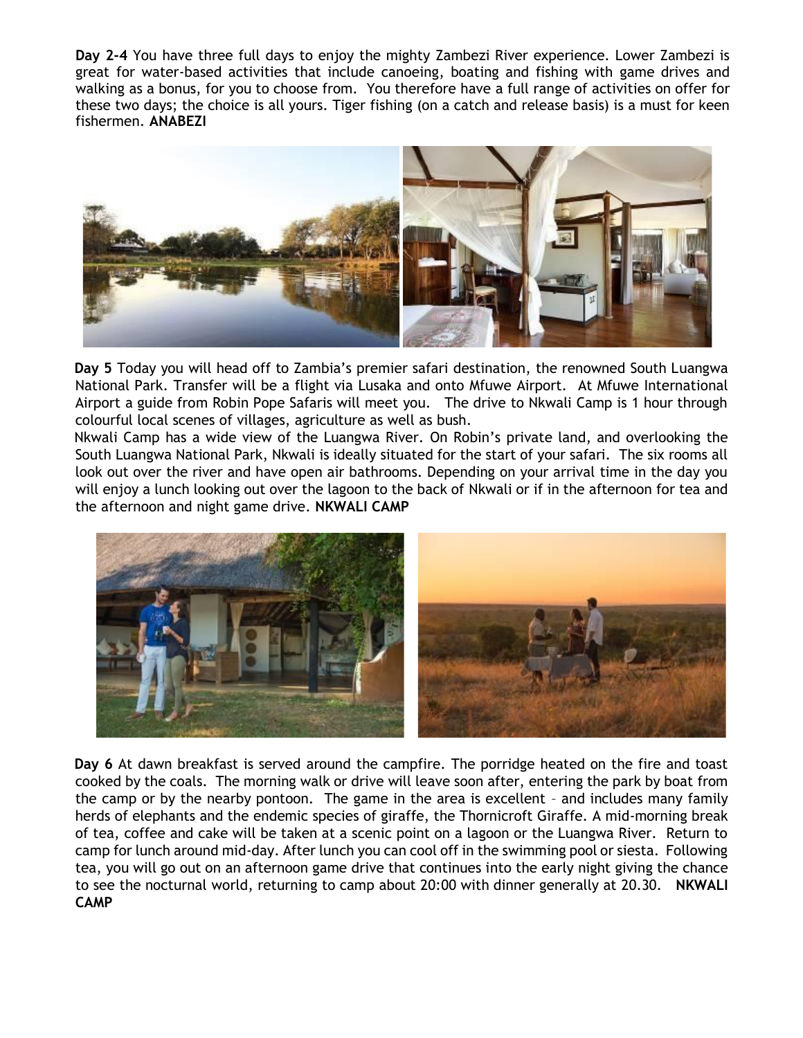**Day 2-4** You have three full days to enjoy the mighty Zambezi River experience. Lower Zambezi is great for water-based activities that include canoeing, boating and fishing with game drives and walking as a bonus, for you to choose from. You therefore have a full range of activities on offer for these two days; the choice is all yours. Tiger fishing (on a catch and release basis) is a must for keen fishermen. **ANABEZI**

**Day 5** Today you will head off to Zambia's premier safari destination, the renowned South Luangwa National Park. Transfer will be a flight via Lusaka and onto Mfuwe Airport. At Mfuwe International Airport a guide from Robin Pope Safaris will meet you. The drive to Nkwali Camp is 1 hour through colourful local scenes of villages, agriculture as well as bush.

Nkwali Camp has a wide view of the Luangwa River. On Robin's private land, and overlooking the South Luangwa National Park, Nkwali is ideally situated for the start of your safari. The six rooms all look out over the river and have open air bathrooms. Depending on your arrival time in the day you will enjoy a lunch looking out over the lagoon to the back of Nkwali or if in the afternoon for tea and the afternoon and night game drive. **NKWALI CAMP**

**Day 6** At dawn breakfast is served around the campfire. The porridge heated on the fire and toast cooked by the coals. The morning walk or drive will leave soon after, entering the park by boat from the camp or by the nearby pontoon. The game in the area is excellent – and includes many family herds of elephants and the endemic species of giraffe, the Thornicroft Giraffe. A mid-morning break of tea, coffee and cake will be taken at a scenic point on a lagoon or the Luangwa River. Return to camp for lunch around mid-day. After lunch you can cool off in the swimming pool or siesta. Following tea, you will go out on an afternoon game drive that continues into the early night giving the chance to see the nocturnal world, returning to camp about 20:00 with dinner generally at 20.30. **NKWALI CAMP**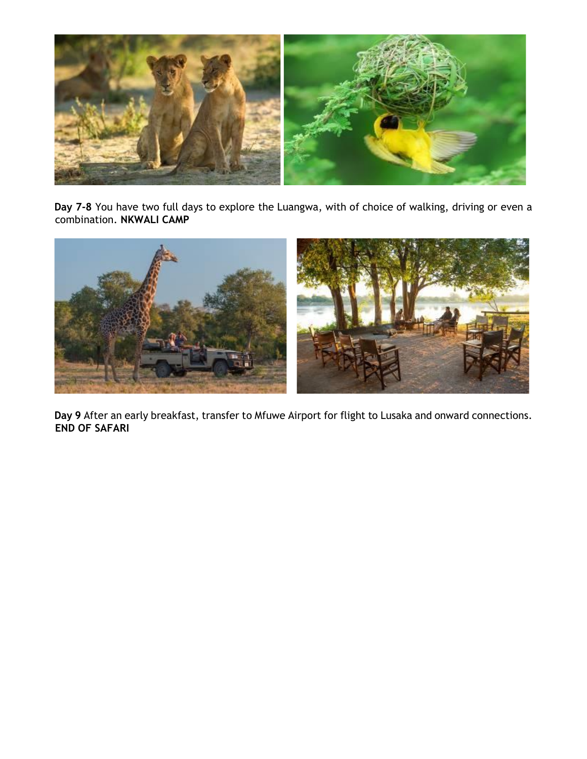**Day 7-8** You have two full days to explore the Luangwa, with of choice of walking, driving or even a combination. **NKWALI CAMP**

**Day 9** After an early breakfast, transfer to Mfuwe Airport for flight to Lusaka and onward connections. **END OF SAFARI**